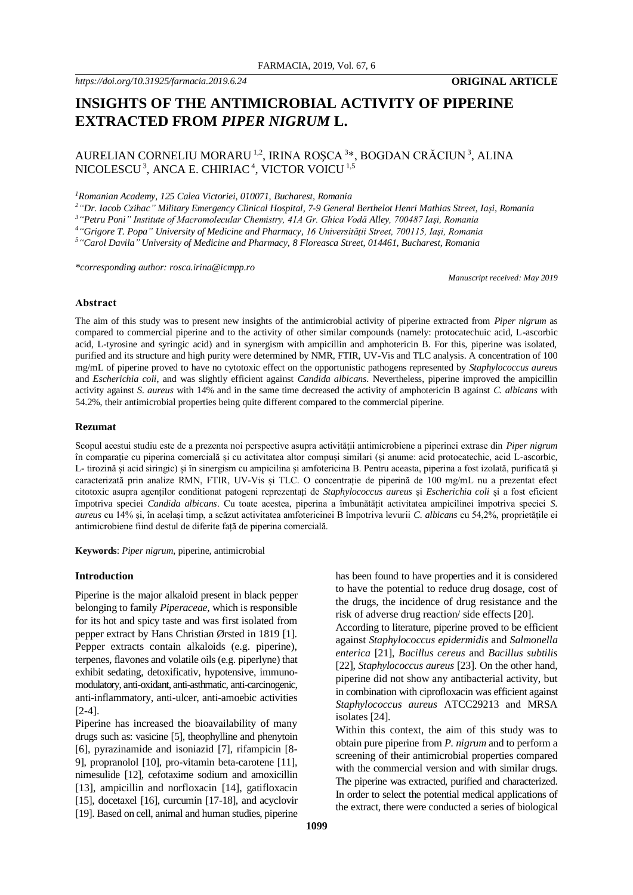https://doi.org/10.31925/farmacia.2019.6.24

**ORIGINAL ARTICLE**

# INSIGHTS OF THE ANTIMICROBIAL ACTIVITY OF PIPERINE EXTRACTED FROM *PIPER NIGRUM* L.

AURELIAN CORNELIU MORARU [1,2], IRINA ROȘCA [3]*, BOGDAN CRĂCIUN [3], ALINA NICOLESCU [3], ANCA E. CHIRIAC [4], VICTOR VOICU [1,5]

*[1]Romanian Academy, 125 Calea Victoriei, 010071, Bucharest, Romania*
*[2]"Dr. Iacob Czihac" Military Emergency Clinical Hospital, 7-9 General Berthelot Henri Mathias Street, Iași, Romania*
*[3]"Petru Poni" Institute of Macromolecular Chemistry, 41A Gr. Ghica Vodă Alley, 700487 Iaşi, Romania*
*[4]"Grigore T. Popa" University of Medicine and Pharmacy, 16 Universității Street, 700115, Iași, Romania*
*[5]"Carol Davila" University of Medicine and Pharmacy, 8 Floreasca Street, 014461, Bucharest, Romania*

**corresponding author: rosca.irina@icmpp.ro*

*Manuscript received: May 2019*

### Abstract

The aim of this study was to present new insights of the antimicrobial activity of piperine extracted from *Piper nigrum* as compared to commercial piperine and to the activity of other similar compounds (namely: protocatechuic acid, L-ascorbic acid, L-tyrosine and syringic acid) and in synergism with ampicillin and amphotericin B. For this, piperine was isolated, purified and its structure and high purity were determined by NMR, FTIR, UV-Vis and TLC analysis. A concentration of 100 mg/mL of piperine proved to have no cytotoxic effect on the opportunistic pathogens represented by *Staphylococcus aureus* and *Escherichia coli*, and was slightly efficient against *Candida albicans*. Nevertheless, piperine improved the ampicillin activity against *S. aureus* with 14% and in the same time decreased the activity of amphotericin B against *C. albicans* with 54.2%, their antimicrobial properties being quite different compared to the commercial piperine.

### Rezumat

Scopul acestui studiu este de a prezenta noi perspective asupra activității antimicrobiene a piperinei extrase din *Piper nigrum* în comparație cu piperina comercială și cu activitatea altor compuși similari (și anume: acid protocatechic, acid L-ascorbic, L- tirozină și acid siringic) și în sinergism cu ampicilina și amfotericina B. Pentru aceasta, piperina a fost izolată, purificată și caracterizată prin analize RMN, FTIR, UV-Vis și TLC. O concentrație de piperină de 100 mg/mL nu a prezentat efect citotoxic asupra agenților conditionat patogeni reprezentați de *Staphylococcus aureus* și *Escherichia coli* și a fost eficient împotriva speciei *Candida albicans*. Cu toate acestea, piperina a îmbunătățit activitatea ampicilinei împotriva speciei *S. aureus* cu 14% și, în același timp, a scăzut activitatea amfotericinei B împotriva levurii *C. albicans* cu 54,2%, proprietățile ei antimicrobiene fiind destul de diferite față de piperina comercială.

**Keywords**: *Piper nigrum*, piperine, antimicrobial

### Introduction

Piperine is the major alkaloid present in black pepper belonging to family *Piperaceae*, which is responsible for its hot and spicy taste and was first isolated from pepper extract by Hans Christian Ørsted in 1819 [1]. Pepper extracts contain alkaloids (e.g. piperine), terpenes, flavones and volatile oils (e.g. piperlyne) that exhibit sedating, detoxificativ, hypotensive, immunomodulatory, anti-oxidant, anti-asthmatic, anti-carcinogenic, anti-inflammatory, anti-ulcer, anti-amoebic activities [2-4].

Piperine has increased the bioavailability of many drugs such as: vasicine [5], theophylline and phenytoin [6], pyrazinamide and isoniazid [7], rifampicin [8-9], propranolol [10], pro-vitamin beta-carotene [11], nimesulide [12], cefotaxime sodium and amoxicillin [13], ampicillin and norfloxacin [14], gatifloxacin [15], docetaxel [16], curcumin [17-18], and acyclovir [19]. Based on cell, animal and human studies, piperine has been found to have properties and it is considered to have the potential to reduce drug dosage, cost of the drugs, the incidence of drug resistance and the risk of adverse drug reaction/ side effects [20].

According to literature, piperine proved to be efficient against *Staphylococcus epidermidis* and *Salmonella enterica* [21], *Bacillus cereus* and *Bacillus subtilis* [22], *Staphylococcus aureus* [23]. On the other hand, piperine did not show any antibacterial activity, but in combination with ciprofloxacin was efficient against *Staphylococcus aureus* ATCC29213 and MRSA isolates [24].

Within this context, the aim of this study was to obtain pure piperine from *P. nigrum* and to perform a screening of their antimicrobial properties compared with the commercial version and with similar drugs. The piperine was extracted, purified and characterized. In order to select the potential medical applications of the extract, there were conducted a series of biological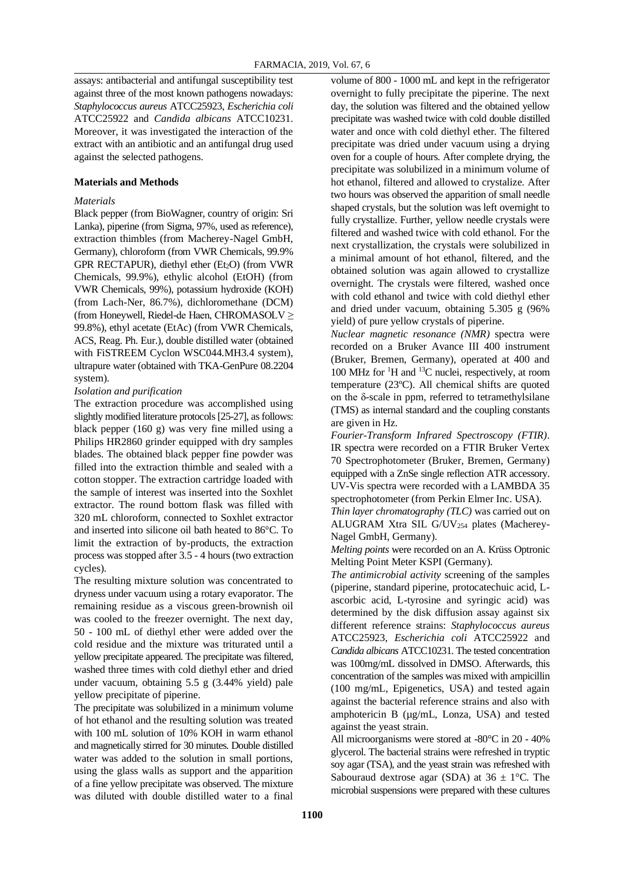assays: antibacterial and antifungal susceptibility test against three of the most known pathogens nowadays: *Staphylococcus aureus* ATCC25923, *Escherichia coli* ATCC25922 and *Candida albicans* ATCC10231. Moreover, it was investigated the interaction of the extract with an antibiotic and an antifungal drug used against the selected pathogens.

## Materials and Methods

*Materials*

Black pepper (from BioWagner, country of origin: Sri Lanka), piperine (from Sigma, 97%, used as reference), extraction thimbles (from Macherey-Nagel GmbH, Germany), chloroform (from VWR Chemicals, 99.9% GPR RECTAPUR), diethyl ether ($Et_2O$) (from VWR Chemicals, 99.9%), ethylic alcohol (EtOH) (from VWR Chemicals, 99%), potassium hydroxide (KOH) (from Lach-Ner, 86.7%), dichloromethane (DCM) (from Honeywell, Riedel-de Haen, CHROMASOLV ≥ 99.8%), ethyl acetate (EtAc) (from VWR Chemicals, ACS, Reag. Ph. Eur.), double distilled water (obtained with FiSTREEM Cyclon WSC044.MH3.4 system), ultrapure water (obtained with TKA-GenPure 08.2204 system).

*Isolation and purification*

The extraction procedure was accomplished using slightly modified literature protocols [25-27], as follows: black pepper (160 g) was very fine milled using a Philips HR2860 grinder equipped with dry samples blades. The obtained black pepper fine powder was filled into the extraction thimble and sealed with a cotton stopper. The extraction cartridge loaded with the sample of interest was inserted into the Soxhlet extractor. The round bottom flask was filled with 320 mL chloroform, connected to Soxhlet extractor and inserted into silicone oil bath heated to 86°C. To limit the extraction of by-products, the extraction process was stopped after 3.5 - 4 hours (two extraction cycles).

The resulting mixture solution was concentrated to dryness under vacuum using a rotary evaporator. The remaining residue as a viscous green-brownish oil was cooled to the freezer overnight. The next day, 50 - 100 mL of diethyl ether were added over the cold residue and the mixture was triturated until a yellow precipitate appeared. The precipitate was filtered, washed three times with cold diethyl ether and dried under vacuum, obtaining 5.5 g (3.44% yield) pale yellow precipitate of piperine.

The precipitate was solubilized in a minimum volume of hot ethanol and the resulting solution was treated with 100 mL solution of 10% KOH in warm ethanol and magnetically stirred for 30 minutes. Double distilled water was added to the solution in small portions, using the glass walls as support and the apparition of a fine yellow precipitate was observed. The mixture was diluted with double distilled water to a final volume of 800 - 1000 mL and kept in the refrigerator overnight to fully precipitate the piperine. The next day, the solution was filtered and the obtained yellow precipitate was washed twice with cold double distilled water and once with cold diethyl ether. The filtered precipitate was dried under vacuum using a drying oven for a couple of hours. After complete drying, the precipitate was solubilized in a minimum volume of hot ethanol, filtered and allowed to crystalize. After two hours was observed the apparition of small needle shaped crystals, but the solution was left overnight to fully crystallize. Further, yellow needle crystals were filtered and washed twice with cold ethanol. For the next crystallization, the crystals were solubilized in a minimal amount of hot ethanol, filtered, and the obtained solution was again allowed to crystallize overnight. The crystals were filtered, washed once with cold ethanol and twice with cold diethyl ether and dried under vacuum, obtaining 5.305 g (96% yield) of pure yellow crystals of piperine.

*Nuclear magnetic resonance (NMR)* spectra were recorded on a Bruker Avance III 400 instrument (Bruker, Bremen, Germany), operated at 400 and 100 MHz for $^1H$ and $^{13}C$ nuclei, respectively, at room temperature (23ºC). All chemical shifts are quoted on the δ-scale in ppm, referred to tetramethylsilane (TMS) as internal standard and the coupling constants are given in Hz.

*Fourier-Transform Infrared Spectroscopy (FTIR)*. IR spectra were recorded on a FTIR Bruker Vertex 70 Spectrophotometer (Bruker, Bremen, Germany) equipped with a ZnSe single reflection ATR accessory. UV-Vis spectra were recorded with a LAMBDA 35 spectrophotometer (from Perkin Elmer Inc. USA).

*Thin layer chromatography (TLC)* was carried out on ALUGRAM Xtra SIL G/$UV_{254}$ plates (Macherey-Nagel GmbH, Germany).

*Melting points* were recorded on an A. Krüss Optronic Melting Point Meter KSPI (Germany).

*The antimicrobial activity* screening of the samples (piperine, standard piperine, protocatechuic acid, L-ascorbic acid, L-tyrosine and syringic acid) was determined by the disk diffusion assay against six different reference strains: *Staphylococcus aureus* ATCC25923, *Escherichia coli* ATCC25922 and *Candida albicans* ATCC10231. The tested concentration was 100mg/mL dissolved in DMSO. Afterwards, this concentration of the samples was mixed with ampicillin (100 mg/mL, Epigenetics, USA) and tested again against the bacterial reference strains and also with amphotericin B (µg/mL, Lonza, USA) and tested against the yeast strain.

All microorganisms were stored at -80°C in 20 - 40% glycerol. The bacterial strains were refreshed in tryptic soy agar (TSA), and the yeast strain was refreshed with Sabouraud dextrose agar (SDA) at 36 ± 1°C. The microbial suspensions were prepared with these cultures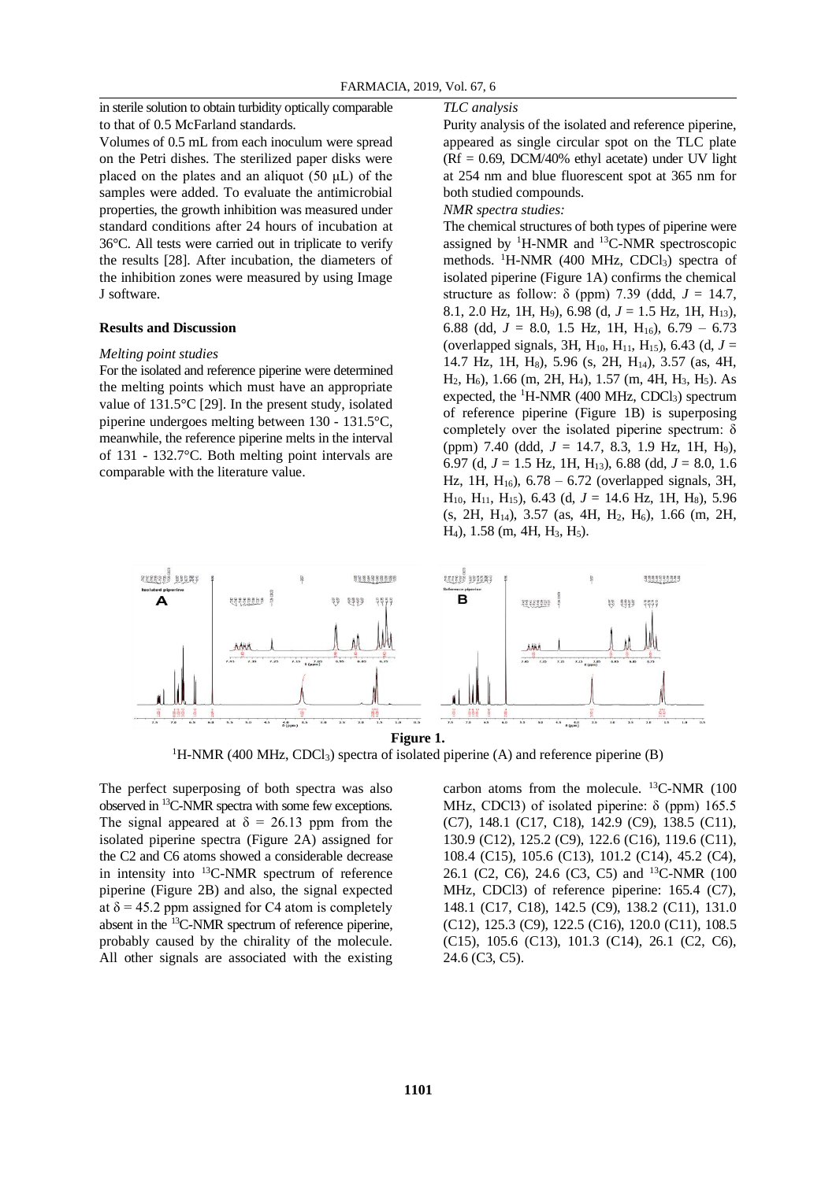in sterile solution to obtain turbidity optically comparable to that of 0.5 McFarland standards.

Volumes of 0.5 mL from each inoculum were spread on the Petri dishes. The sterilized paper disks were placed on the plates and an aliquot (50 µL) of the samples were added. To evaluate the antimicrobial properties, the growth inhibition was measured under standard conditions after 24 hours of incubation at 36°C. All tests were carried out in triplicate to verify the results [28]. After incubation, the diameters of the inhibition zones were measured by using Image J software.

## Results and Discussion

*Melting point studies*

For the isolated and reference piperine were determined the melting points which must have an appropriate value of 131.5°C [29]. In the present study, isolated piperine undergoes melting between 130 - 131.5°C, meanwhile, the reference piperine melts in the interval of 131 - 132.7°C. Both melting point intervals are comparable with the literature value.

*TLC analysis*

Purity analysis of the isolated and reference piperine, appeared as single circular spot on the TLC plate (Rf = 0.69, DCM/40% ethyl acetate) under UV light at 254 nm and blue fluorescent spot at 365 nm for both studied compounds.

*NMR spectra studies:*

The chemical structures of both types of piperine were assigned by $^{1}$H-NMR and $^{13}$C-NMR spectroscopic methods. $^{1}$H-NMR (400 MHz, $CDCl_3$) spectra of isolated piperine (Figure 1A) confirms the chemical structure as follow: δ (ppm) 7.39 (ddd, $J$ = 14.7, 8.1, 2.0 Hz, 1H, $H_9$), 6.98 (d, $J$ = 1.5 Hz, 1H, $H_{13}$), 6.88 (dd, $J$ = 8.0, 1.5 Hz, 1H, $H_{16}$), 6.79 – 6.73 (overlapped signals, 3H, $H_{10}$, $H_{11}$, $H_{15}$), 6.43 (d, $J$ = 14.7 Hz, 1H, $H_8$), 5.96 (s, 2H, $H_{14}$), 3.57 (as, 4H, $H_2$, $H_6$), 1.66 (m, 2H, $H_4$), 1.57 (m, 4H, $H_3$, $H_5$). As expected, the $^{1}$H-NMR (400 MHz, $CDCl_3$) spectrum of reference piperine (Figure 1B) is superposing completely over the isolated piperine spectrum: δ (ppm) 7.40 (ddd, $J$ = 14.7, 8.3, 1.9 Hz, 1H, $H_9$), 6.97 (d, $J$ = 1.5 Hz, 1H, $H_{13}$), 6.88 (dd, $J$ = 8.0, 1.6 Hz, 1H, $H_{16}$), 6.78 – 6.72 (overlapped signals, 3H, $H_{10}$, $H_{11}$, $H_{15}$), 6.43 (d, $J$ = 14.6 Hz, 1H, $H_8$), 5.96 (s, 2H, $H_{14}$), 3.57 (as, 4H, $H_2$, $H_6$), 1.66 (m, 2H, $H_4$), 1.58 (m, 4H, $H_3$, $H_5$).

**Figure 1.**

$^{1}$H-NMR (400 MHz, $CDCl_3$) spectra of isolated piperine (A) and reference piperine (B)

The perfect superposing of both spectra was also observed in $^{13}$C-NMR spectra with some few exceptions. The signal appeared at δ = 26.13 ppm from the isolated piperine spectra (Figure 2A) assigned for the C2 and C6 atoms showed a considerable decrease in intensity into $^{13}$C-NMR spectrum of reference piperine (Figure 2B) and also, the signal expected at δ = 45.2 ppm assigned for C4 atom is completely absent in the $^{13}$C-NMR spectrum of reference piperine, probably caused by the chirality of the molecule. All other signals are associated with the existing carbon atoms from the molecule. $^{13}$C-NMR (100 MHz, CDCl3) of isolated piperine: δ (ppm) 165.5 (C7), 148.1 (C17, C18), 142.9 (C9), 138.5 (C11), 130.9 (C12), 125.2 (C9), 122.6 (C16), 119.6 (C11), 108.4 (C15), 105.6 (C13), 101.2 (C14), 45.2 (C4), 26.1 (C2, C6), 24.6 (C3, C5) and $^{13}$C-NMR (100 MHz, CDCl3) of reference piperine: 165.4 (C7), 148.1 (C17, C18), 142.5 (C9), 138.2 (C11), 131.0 (C12), 125.3 (C9), 122.5 (C16), 120.0 (C11), 108.5 (C15), 105.6 (C13), 101.3 (C14), 26.1 (C2, C6), 24.6 (C3, C5).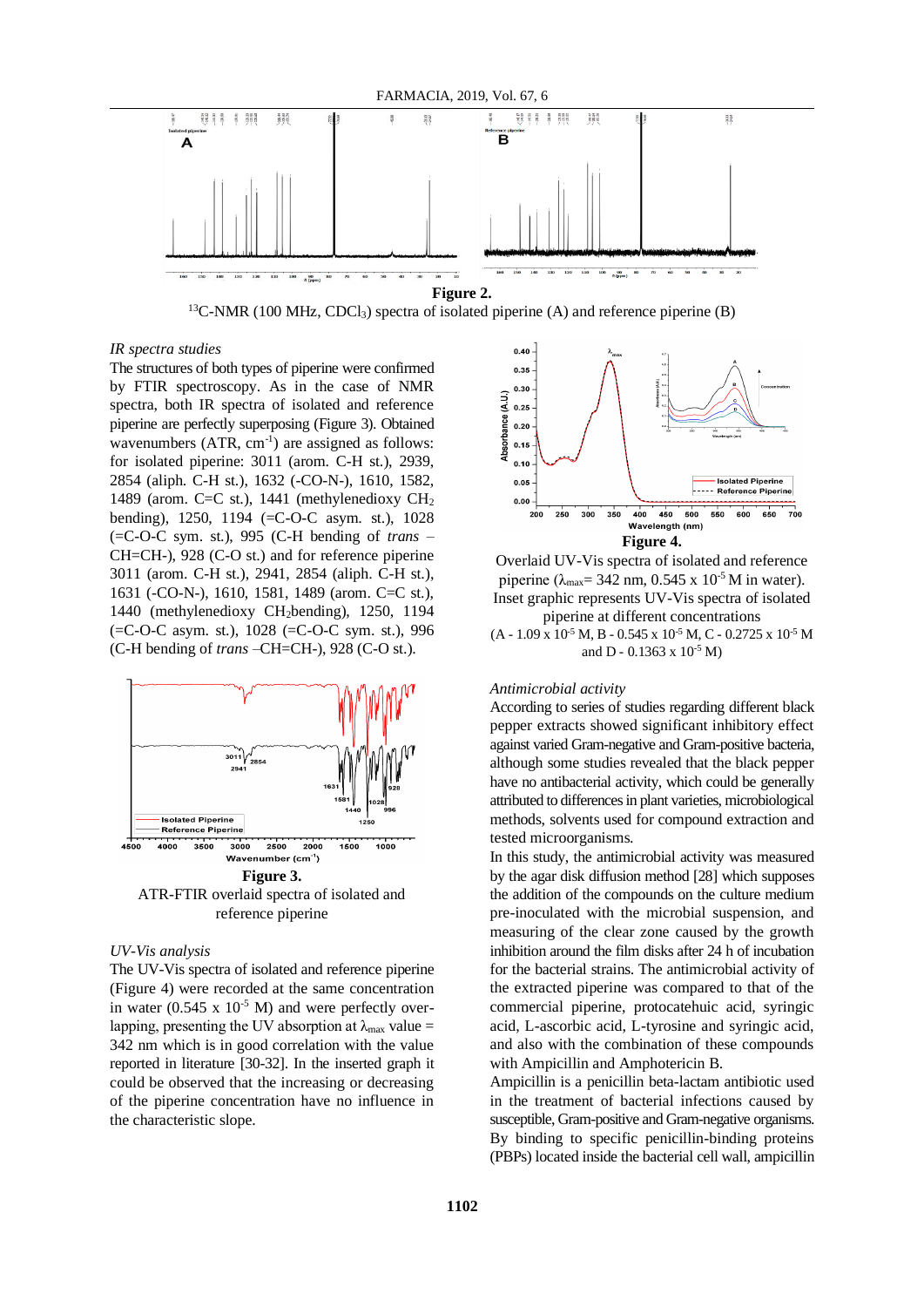**Figure 2.**

$^{13}C$-NMR (100 MHz, $CDCl_3$) spectra of isolated piperine (A) and reference piperine (B)

*IR spectra studies*

The structures of both types of piperine were confirmed by FTIR spectroscopy. As in the case of NMR spectra, both IR spectra of isolated and reference piperine are perfectly superposing (Figure 3). Obtained wavenumbers (ATR, $cm^{-1}$) are assigned as follows: for isolated piperine: 3011 (arom. C-H st.), 2939, 2854 (aliph. C-H st.), 1632 (-CO-N-), 1610, 1582, 1489 (arom. C=C st.), 1441 (methylenedioxy $CH_2$ bending), 1250, 1194 (=C-O-C asym. st.), 1028 (=C-O-C sym. st.), 995 (C-H bending of *trans* –CH=CH-), 928 (C-O st.) and for reference piperine 3011 (arom. C-H st.), 2941, 2854 (aliph. C-H st.), 1631 (-CO-N-), 1610, 1581, 1489 (arom. C=C st.), 1440 (methylenedioxy $CH_2$bending), 1250, 1194 (=C-O-C asym. st.), 1028 (=C-O-C sym. st.), 996 (C-H bending of *trans* –CH=CH-), 928 (C-O st.).

**Figure 3.**

ATR-FTIR overlaid spectra of isolated and reference piperine

*UV-Vis analysis*

The UV-Vis spectra of isolated and reference piperine (Figure 4) were recorded at the same concentration in water (0.545 x $10^{-5}$ M) and were perfectly overlapping, presenting the UV absorption at $\lambda_{max}$ value = 342 nm which is in good correlation with the value reported in literature [30-32]. In the inserted graph it could be observed that the increasing or decreasing of the piperine concentration have no influence in the characteristic slope.

**Figure 4.**

Overlaid UV-Vis spectra of isolated and reference piperine ($\lambda_{max}$= 342 nm, 0.545 x $10^{-5}$ M in water). Inset graphic represents UV-Vis spectra of isolated piperine at different concentrations (A - 1.09 x $10^{-5}$ M, B - 0.545 x $10^{-5}$ M, C - 0.2725 x $10^{-5}$ M and D - 0.1363 x $10^{-5}$ M)

*Antimicrobial activity*

According to series of studies regarding different black pepper extracts showed significant inhibitory effect against varied Gram-negative and Gram-positive bacteria, although some studies revealed that the black pepper have no antibacterial activity, which could be generally attributed to differences in plant varieties, microbiological methods, solvents used for compound extraction and tested microorganisms.

In this study, the antimicrobial activity was measured by the agar disk diffusion method [28] which supposes the addition of the compounds on the culture medium pre-inoculated with the microbial suspension, and measuring of the clear zone caused by the growth inhibition around the film disks after 24 h of incubation for the bacterial strains. The antimicrobial activity of the extracted piperine was compared to that of the commercial piperine, protocatehuic acid, syringic acid, L-ascorbic acid, L-tyrosine and syringic acid, and also with the combination of these compounds with Ampicillin and Amphotericin B.

Ampicillin is a penicillin beta-lactam antibiotic used in the treatment of bacterial infections caused by susceptible, Gram-positive and Gram-negative organisms. By binding to specific penicillin-binding proteins (PBPs) located inside the bacterial cell wall, ampicillin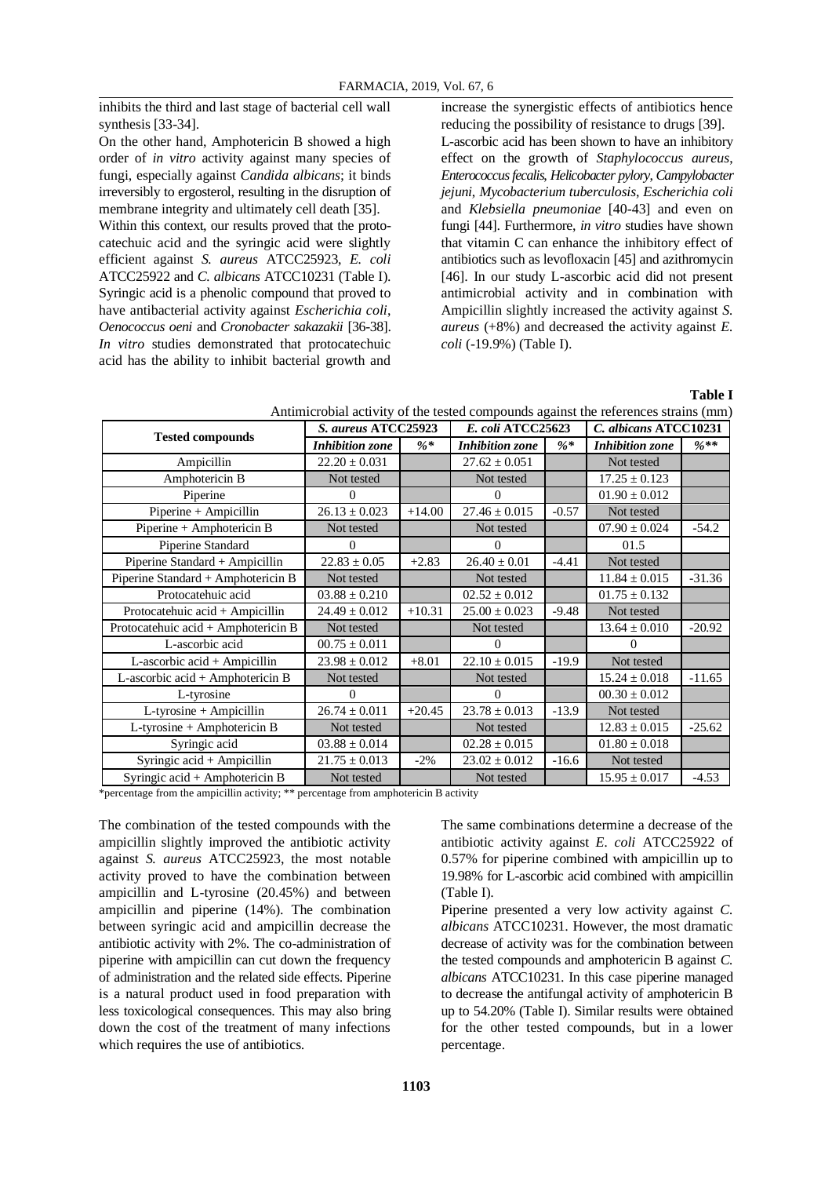inhibits the third and last stage of bacterial cell wall synthesis [33-34].

On the other hand, Amphotericin B showed a high order of *in vitro* activity against many species of fungi, especially against *Candida albicans*; it binds irreversibly to ergosterol, resulting in the disruption of membrane integrity and ultimately cell death [35].

Within this context, our results proved that the protocatechuic acid and the syringic acid were slightly efficient against *S. aureus* ATCC25923, *E. coli* ATCC25922 and *C. albicans* ATCC10231 (Table I). Syringic acid is a phenolic compound that proved to have antibacterial activity against *Escherichia coli*, *Oenococcus oeni* and *Cronobacter sakazakii* [36-38]. *In vitro* studies demonstrated that protocatechuic acid has the ability to inhibit bacterial growth and increase the synergistic effects of antibiotics hence reducing the possibility of resistance to drugs [39].

L-ascorbic acid has been shown to have an inhibitory effect on the growth of *Staphylococcus aureus*, *Enterococcus fecalis*, *Helicobacter pylory*, *Campylobacter jejuni*, *Mycobacterium tuberculosis*, *Escherichia coli* and *Klebsiella pneumoniae* [40-43] and even on fungi [44]. Furthermore, *in vitro* studies have shown that vitamin C can enhance the inhibitory effect of antibiotics such as levofloxacin [45] and azithromycin [46]. In our study L-ascorbic acid did not present antimicrobial activity and in combination with Ampicillin slightly increased the activity against *S. aureus* (+8%) and decreased the activity against *E. coli* (-19.9%) (Table I).

**Table I**

Antimicrobial activity of the tested compounds against the references strains (mm)

| Tested compounds | *S. aureus* ATCC25923 | | *E. coli* ATCC25623 | | *C. albicans* ATCC10231 | |
|---|---|---|---|---|---|---|
| | *Inhibition zone* | *%** | *Inhibition zone* | *%** | *Inhibition zone* | *%*** |
| Ampicillin | 22.20 ± 0.031 | | 27.62 ± 0.051 | | Not tested | |
| Amphotericin B | Not tested | | Not tested | | 17.25 ± 0.123 | |
| Piperine | 0 | | 0 | | 01.90 ± 0.012 | |
| Piperine + Ampicillin | 26.13 ± 0.023 | +14.00 | 27.46 ± 0.015 | -0.57 | Not tested | |
| Piperine + Amphotericin B | Not tested | | Not tested | | 07.90 ± 0.024 | -54.2 |
| Piperine Standard | 0 | | 0 | | 01.5 | |
| Piperine Standard + Ampicillin | 22.83 ± 0.05 | +2.83 | 26.40 ± 0.01 | -4.41 | Not tested | |
| Piperine Standard + Amphotericin B | Not tested | | Not tested | | 11.84 ± 0.015 | -31.36 |
| Protocatehuic acid | 03.88 ± 0.210 | | 02.52 ± 0.012 | | 01.75 ± 0.132 | |
| Protocatehuic acid + Ampicillin | 24.49 ± 0.012 | +10.31 | 25.00 ± 0.023 | -9.48 | Not tested | |
| Protocatehuic acid + Amphotericin B | Not tested | | Not tested | | 13.64 ± 0.010 | -20.92 |
| L-ascorbic acid | 00.75 ± 0.011 | | 0 | | 0 | |
| L-ascorbic acid + Ampicillin | 23.98 ± 0.012 | +8.01 | 22.10 ± 0.015 | -19.9 | Not tested | |
| L-ascorbic acid + Amphotericin B | Not tested | | Not tested | | 15.24 ± 0.018 | -11.65 |
| L-tyrosine | 0 | | 0 | | 00.30 ± 0.012 | |
| L-tyrosine + Ampicillin | 26.74 ± 0.011 | +20.45 | 23.78 ± 0.013 | -13.9 | Not tested | |
| L-tyrosine + Amphotericin B | Not tested | | Not tested | | 12.83 ± 0.015 | -25.62 |
| Syringic acid | 03.88 ± 0.014 | | 02.28 ± 0.015 | | 01.80 ± 0.018 | |
| Syringic acid + Ampicillin | 21.75 ± 0.013 | -2% | 23.02 ± 0.012 | -16.6 | Not tested | |
| Syringic acid + Amphotericin B | Not tested | | Not tested | | 15.95 ± 0.017 | -4.53 |

*percentage from the ampicillin activity; ** percentage from amphotericin B activity

The combination of the tested compounds with the ampicillin slightly improved the antibiotic activity against *S. aureus* ATCC25923, the most notable activity proved to have the combination between ampicillin and L-tyrosine (20.45%) and between ampicillin and piperine (14%). The combination between syringic acid and ampicillin decrease the antibiotic activity with 2%. The co-administration of piperine with ampicillin can cut down the frequency of administration and the related side effects. Piperine is a natural product used in food preparation with less toxicological consequences. This may also bring down the cost of the treatment of many infections which requires the use of antibiotics.

The same combinations determine a decrease of the antibiotic activity against *E. coli* ATCC25922 of 0.57% for piperine combined with ampicillin up to 19.98% for L-ascorbic acid combined with ampicillin (Table I).

Piperine presented a very low activity against *C. albicans* ATCC10231. However, the most dramatic decrease of activity was for the combination between the tested compounds and amphotericin B against *C. albicans* ATCC10231. In this case piperine managed to decrease the antifungal activity of amphotericin B up to 54.20% (Table I). Similar results were obtained for the other tested compounds, but in a lower percentage.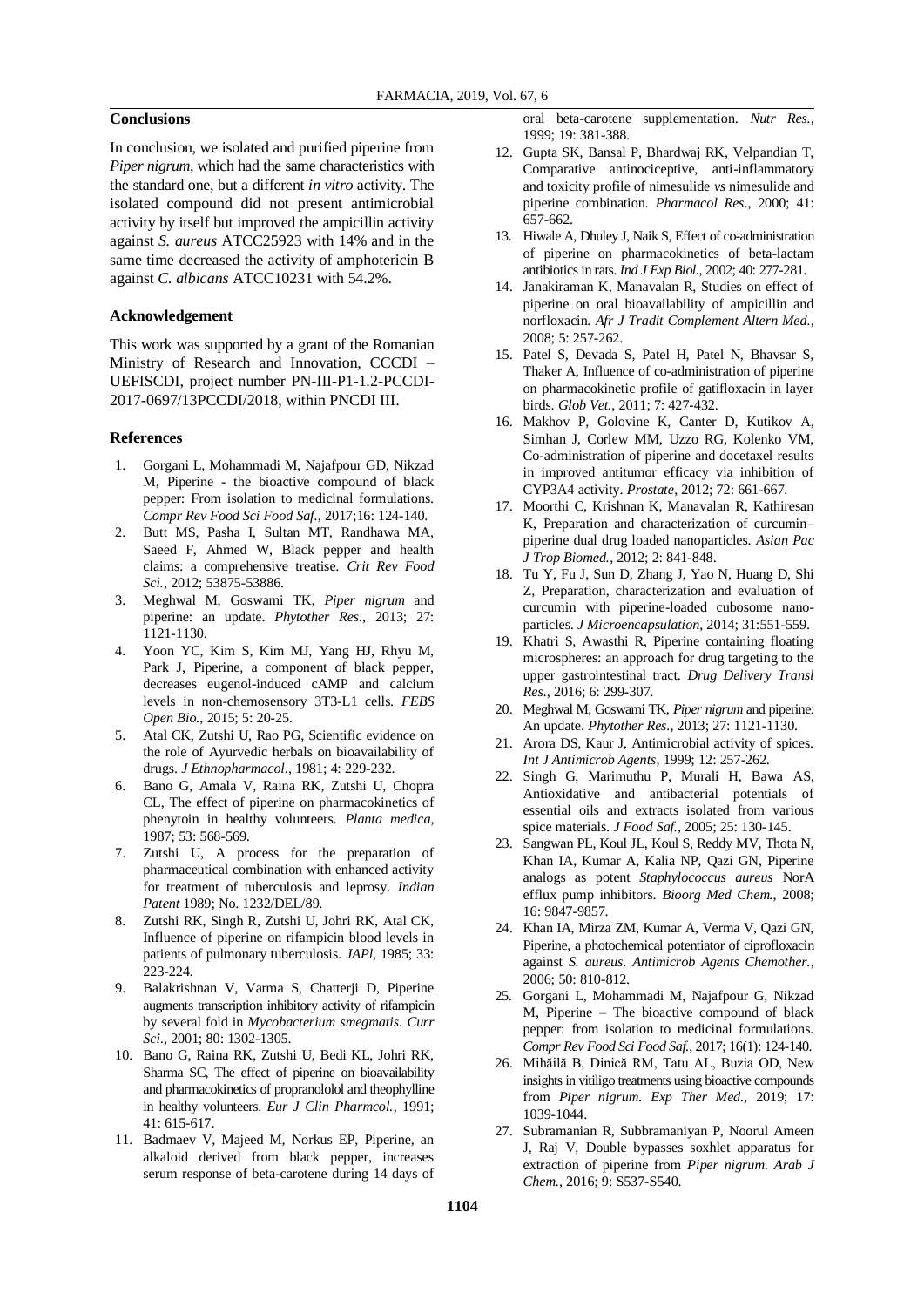## Conclusions

In conclusion, we isolated and purified piperine from *Piper nigrum*, which had the same characteristics with the standard one, but a different *in vitro* activity. The isolated compound did not present antimicrobial activity by itself but improved the ampicillin activity against *S. aureus* ATCC25923 with 14% and in the same time decreased the activity of amphotericin B against *C. albicans* ATCC10231 with 54.2%.

## Acknowledgement

This work was supported by a grant of the Romanian Ministry of Research and Innovation, CCCDI – UEFISCDI, project number PN-III-P1-1.2-PCCDI-2017-0697/13PCCDI/2018, within PNCDI III.

## References

1. Gorgani L, Mohammadi M, Najafpour GD, Nikzad M, Piperine - the bioactive compound of black pepper: From isolation to medicinal formulations. *Compr Rev Food Sci Food Saf.*, 2017;16: 124-140.
2. Butt MS, Pasha I, Sultan MT, Randhawa MA, Saeed F, Ahmed W, Black pepper and health claims: a comprehensive treatise. *Crit Rev Food Sci.*, 2012; 53875-53886.
3. Meghwal M, Goswami TK, *Piper nigrum* and piperine: an update. *Phytother Res.*, 2013; 27: 1121-1130.
4. Yoon YC, Kim S, Kim MJ, Yang HJ, Rhyu M, Park J, Piperine, a component of black pepper, decreases eugenol-induced cAMP and calcium levels in non-chemosensory 3T3-L1 cells. *FEBS Open Bio.*, 2015; 5: 20-25.
5. Atal CK, Zutshi U, Rao PG, Scientific evidence on the role of Ayurvedic herbals on bioavailability of drugs. *J Ethnopharmacol.*, 1981; 4: 229-232.
6. Bano G, Amala V, Raina RK, Zutshi U, Chopra CL, The effect of piperine on pharmacokinetics of phenytoin in healthy volunteers. *Planta medica*, 1987; 53: 568-569.
7. Zutshi U, A process for the preparation of pharmaceutical combination with enhanced activity for treatment of tuberculosis and leprosy. *Indian Patent* 1989; No. 1232/DEL/89.
8. Zutshi RK, Singh R, Zutshi U, Johri RK, Atal CK, Influence of piperine on rifampicin blood levels in patients of pulmonary tuberculosis. *JAPl*, 1985; 33: 223-224.
9. Balakrishnan V, Varma S, Chatterji D, Piperine augments transcription inhibitory activity of rifampicin by several fold in *Mycobacterium smegmatis*. *Curr Sci.*, 2001; 80: 1302-1305.
10. Bano G, Raina RK, Zutshi U, Bedi KL, Johri RK, Sharma SC, The effect of piperine on bioavailability and pharmacokinetics of propranololol and theophylline in healthy volunteers. *Eur J Clin Pharmcol.*, 1991; 41: 615-617.
11. Badmaev V, Majeed M, Norkus EP, Piperine, an alkaloid derived from black pepper, increases serum response of beta-carotene during 14 days of oral beta-carotene supplementation. *Nutr Res.*, 1999; 19: 381-388.
12. Gupta SK, Bansal P, Bhardwaj RK, Velpandian T, Comparative antinociceptive, anti-inflammatory and toxicity profile of nimesulide *vs* nimesulide and piperine combination. *Pharmacol Res.*, 2000; 41: 657-662.
13. Hiwale A, Dhuley J, Naik S, Effect of co-administration of piperine on pharmacokinetics of beta-lactam antibiotics in rats. *Ind J Exp Biol.*, 2002; 40: 277-281.
14. Janakiraman K, Manavalan R, Studies on effect of piperine on oral bioavailability of ampicillin and norfloxacin. *Afr J Tradit Complement Altern Med.*, 2008; 5: 257-262.
15. Patel S, Devada S, Patel H, Patel N, Bhavsar S, Thaker A, Influence of co-administration of piperine on pharmacokinetic profile of gatifloxacin in layer birds. *Glob Vet.*, 2011; 7: 427-432.
16. Makhov P, Golovine K, Canter D, Kutikov A, Simhan J, Corlew MM, Uzzo RG, Kolenko VM, Co-administration of piperine and docetaxel results in improved antitumor efficacy via inhibition of CYP3A4 activity. *Prostate*, 2012; 72: 661-667.
17. Moorthi C, Krishnan K, Manavalan R, Kathiresan K, Preparation and characterization of curcumin–piperine dual drug loaded nanoparticles. *Asian Pac J Trop Biomed.*, 2012; 2: 841-848.
18. Tu Y, Fu J, Sun D, Zhang J, Yao N, Huang D, Shi Z, Preparation, characterization and evaluation of curcumin with piperine-loaded cubosome nanoparticles. *J Microencapsulation*, 2014; 31:551-559.
19. Khatri S, Awasthi R, Piperine containing floating microspheres: an approach for drug targeting to the upper gastrointestinal tract. *Drug Delivery Transl Res.*, 2016; 6: 299-307.
20. Meghwal M, Goswami TK, *Piper nigrum* and piperine: An update. *Phytother Res.*, 2013; 27: 1121-1130.
21. Arora DS, Kaur J, Antimicrobial activity of spices. *Int J Antimicrob Agents*, 1999; 12: 257-262.
22. Singh G, Marimuthu P, Murali H, Bawa AS, Antioxidative and antibacterial potentials of essential oils and extracts isolated from various spice materials. *J Food Saf.*, 2005; 25: 130-145.
23. Sangwan PL, Koul JL, Koul S, Reddy MV, Thota N, Khan IA, Kumar A, Kalia NP, Qazi GN, Piperine analogs as potent *Staphylococcus aureus* NorA efflux pump inhibitors. *Bioorg Med Chem.*, 2008; 16: 9847-9857.
24. Khan IA, Mirza ZM, Kumar A, Verma V, Qazi GN, Piperine, a photochemical potentiator of ciprofloxacin against *S. aureus*. *Antimicrob Agents Chemother.*, 2006; 50: 810-812.
25. Gorgani L, Mohammadi M, Najafpour G, Nikzad M, Piperine – The bioactive compound of black pepper: from isolation to medicinal formulations. *Compr Rev Food Sci Food Saf.*, 2017; 16(1): 124-140.
26. Mihăilă B, Dinică RM, Tatu AL, Buzia OD, New insights in vitiligo treatments using bioactive compounds from *Piper nigrum*. *Exp Ther Med.*, 2019; 17: 1039-1044.
27. Subramanian R, Subbramaniyan P, Noorul Ameen J, Raj V, Double bypasses soxhlet apparatus for extraction of piperine from *Piper nigrum*. *Arab J Chem.*, 2016; 9: S537-S540.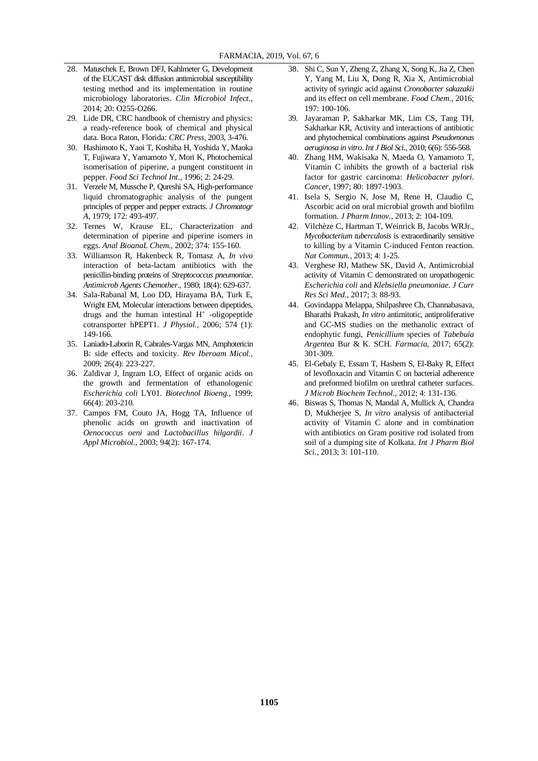28. Matuschek E, Brown DFJ, Kahlmeter G, Development of the EUCAST disk diffusion antimicrobial susceptibility testing method and its implementation in routine microbiology laboratories. *Clin Microbiol Infect.*, 2014; 20: O255-O266.
29. Lide DR, CRC handbook of chemistry and physics: a ready-reference book of chemical and physical data. Boca Raton, Florida*: CRC Press*, 2003, 3-476.
30. Hashimoto K, Yaoi T, Koshiba H, Yoshida Y, Maoka T, Fujiwara Y, Yamamoto Y, Mori K, Photochemical isomerisation of piperine, a pungent constituent in pepper. *Food Sci Technol Int.*, 1996; 2: 24-29.
31. Verzele M, Mussche P, Qureshi SA, High-performance liquid chromatographic analysis of the pungent principles of pepper and pepper extracts. *J Chromatogr A*, 1979; 172: 493-497.
32. Ternes W, Krause EL, Characterization and determination of piperine and piperine isomers in eggs. *Anal BioanaL Chem.*, 2002; 374: 155-160.
33. Williamson R, Hakenbeck R, Tomasz A, *In vivo* interaction of beta-lactam antibiotics with the penicillin-binding proteins of *Streptococcus pneumoniae*. *Antimicrob Agents Chemother*., 1980; 18(4): 629-637.
34. Sala-Rabanal M, Loo DD, Hirayama BA, Turk E, Wright EM, Molecular interactions between dipeptides, drugs and the human intestinal $H^+$ -oligopeptide cotransporter hPEPT1. *J Physiol.*, 2006; 574 (1): 149-166.
35. Laniado-Laborin R, Cabrales-Vargas MN, Amphotericin B: side effects and toxicity. *Rev Iberoam Micol.*, 2009; 26(4): 223-227.
36. Zaldivar J, Ingram LO, Effect of organic acids on the growth and fermentation of ethanologenic *Escherichia coli* LY01. *Biotechnol Bioeng.*, 1999; 66(4): 203-210.
37. Campos FM, Couto JA, Hogg TA, Influence of phenolic acids on growth and inactivation of *Oenococcus oeni* and *Lactobacillus hilgardii*. *J Appl Microbiol.*, 2003; 94(2): 167-174.
38. Shi C, Sun Y, Zheng Z, Zhang X, Song K, Jia Z, Chen Y, Yang M, Liu X, Dong R, Xia X, Antimicrobial activity of syringic acid against *Cronobacter sakazakii* and its effect on cell membrane. *Food Chem.*, 2016; 197: 100-106.
39. Jayaraman P, Sakharkar MK, Lim CS, Tang TH, Sakharkar KR, Activity and interactions of antibiotic and phytochemical combinations against *Pseudomonas aeruginosa in vitro*. *Int J Biol Sci.*, 2010; 6(6): 556-568.
40. Zhang HM, Wakisaka N, Maeda O, Yamamoto T, Vitamin C inhibits the growth of a bacterial risk factor for gastric carcinoma: *Helicobacter pylori*. *Cancer*, 1997; 80: 1897-1903.
41. Isela S, Sergio N, Jose M, Rene H, Claudio C, Ascorbic acid on oral microbial growth and biofilm formation. *J Pharm Innov.*, 2013; 2: 104-109.
42. Vilchèze C, Hartman T, Weinrick B, Jacobs WRJr., *Mycobacterium tuberculosis* is extraordinarily sensitive to killing by a Vitamin C-induced Fenton reaction. *Nat Commun.*, 2013; 4: 1-25.
43. Verghese RJ, Mathew SK, David A, Antimicrobial activity of Vitamin C demonstrated on uropathogenic *Escherichia coli* and *Klebsiella pneumoniae*. *J Curr Res Sci Med.*, 2017; 3: 88-93.
44. Govindappa Melappa, Shilpashree Cb, Channabasava, Bharathi Prakash, *In vitro* antimitotic, antiproliferative and GC-MS studies on the methanolic extract of endophytic fungi, *Penicillium* species of *Tabebuia Argentea* Bur & K. SCH. *Farmacia*, 2017; 65(2): 301-309.
45. El-Gebaly E, Essam T, Hashem S, El-Baky R, Effect of levofloxacin and Vitamin C on bacterial adherence and preformed biofilm on urethral catheter surfaces. *J Microb Biochem Technol.*, 2012; 4: 131-136.
46. Biswas S, Thomas N, Mandal A, Mullick A, Chandra D, Mukherjee S, *In vitro* analysis of antibacterial activity of Vitamin C alone and in combination with antibiotics on Gram positive rod isolated from soil of a dumping site of Kolkata. *Int J Pharm Biol Sci.*, 2013; 3: 101-110.